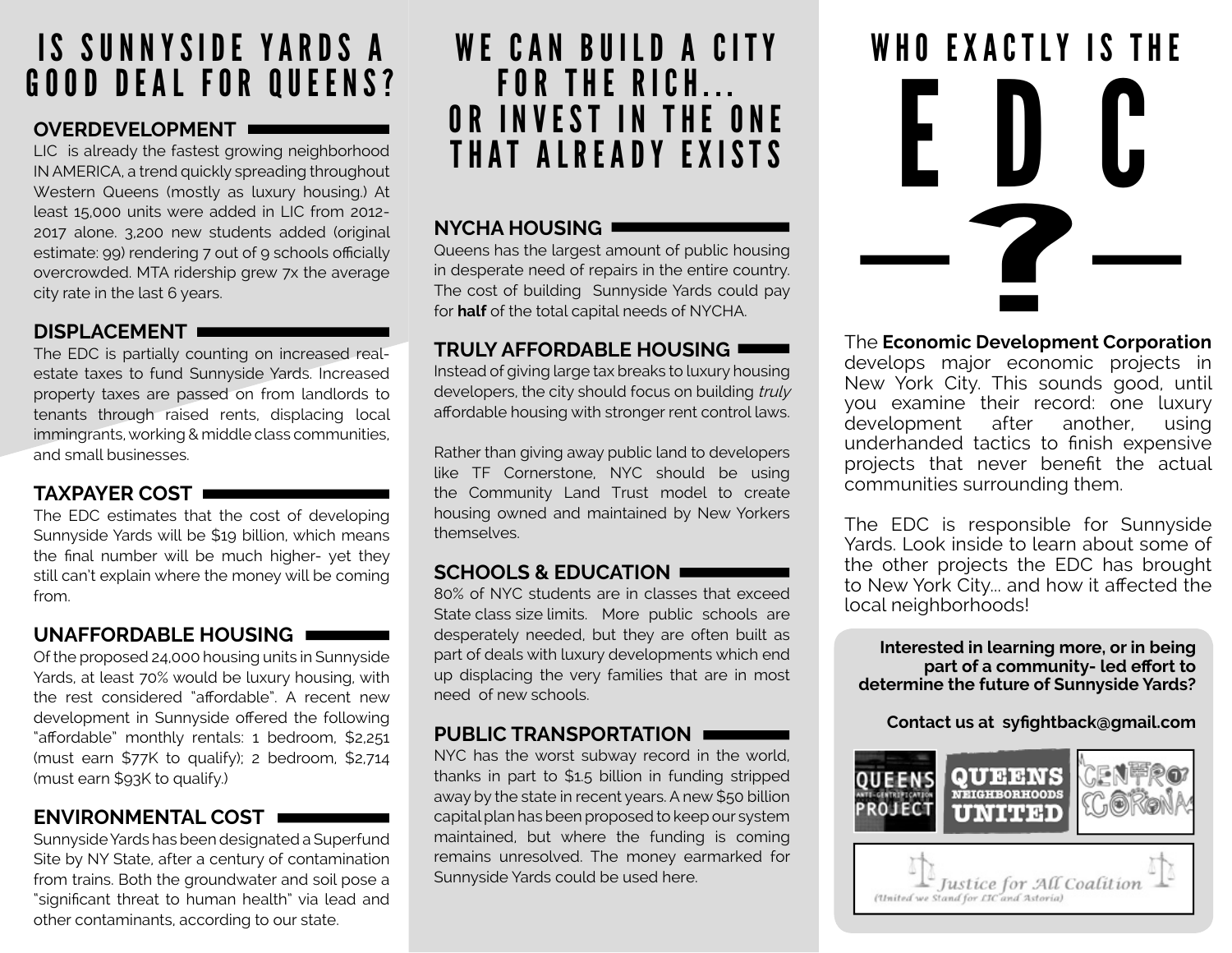# IS SUNNYSIDE YARDS A GOOD DEAL FOR QUEENS?

## OVERDEVELOPMENT

LIC is already the fastest growing neighborhood IN AMERICA, a trend quickly spreading throughout Western Queens (mostly as luxury housing.) At least 15,000 units were added in LIC from 2012-2017 alone. 3,200 new students added (original estimate: 99) rendering 7 out of 9 schools officially overcrowded. MTA ridership grew 7x the average city rate in the last 6 years.

## DISPLACEMENT

The EDC is partially counting on increased real-estate taxes to fund Sunnyside Yards. Increased property taxes are passed on from landlords to tenants through raised rents, displacing local immingrants, working & middle class communities, and small businesses.

## TAXPAYER COST

The EDC estimates that the cost of developing Sunnyside Yards will be $19 billion, which means the final number will be much higher- yet they still can't explain where the money will be coming from.

## UNAFFORDABLE HOUSING

Of the proposed 24,000 housing units in Sunnyside Yards, at least 70% would be luxury housing, with the rest considered "affordable". A recent new development in Sunnyside offered the following "affordable" monthly rentals: 1 bedroom, $2,251 (must earn $77K to qualify); 2 bedroom, $2,714 (must earn $93K to qualify.)

## ENVIRONMENTAL COST

Sunnyside Yards has been designated a Superfund Site by NY State, after a century of contamination from trains. Both the groundwater and soil pose a "significant threat to human health" via lead and other contaminants, according to our state.

# WE CAN BUILD A CITY FOR THE RICH... OR INVEST IN THE ONE THAT ALREADY EXISTS

## NYCHA HOUSING

Queens has the largest amount of public housing in desperate need of repairs in the entire country. The cost of building Sunnyside Yards could pay for **half** of the total capital needs of NYCHA.

## TRULY AFFORDABLE HOUSING

Instead of giving large tax breaks to luxury housing developers, the city should focus on building *truly* affordable housing with stronger rent control laws.

Rather than giving away public land to developers like TF Cornerstone, NYC should be using the Community Land Trust model to create housing owned and maintained by New Yorkers themselves.

## SCHOOLS & EDUCATION

80% of NYC students are in classes that exceed State class size limits. More public schools are desperately needed, but they are often built as part of deals with luxury developments which end up displacing the very families that are in most need of new schools.

## PUBLIC TRANSPORTATION

NYC has the worst subway record in the world, thanks in part to $1.5 billion in funding stripped away by the state in recent years. A new $50 billion capital plan has been proposed to keep our system maintained, but where the funding is coming remains unresolved. The money earmarked for Sunnyside Yards could be used here.

# WHO EXACTLY IS THE EDC ?

The **Economic Development Corporation** develops major economic projects in New York City. This sounds good, until you examine their record: one luxury development after another, using underhanded tactics to finish expensive projects that never benefit the actual communities surrounding them.

The EDC is responsible for Sunnyside Yards. Look inside to learn about some of the other projects the EDC has brought to New York City... and how it affected the local neighborhoods!

**Interested in learning more, or in being part of a community- led effort to determine the future of Sunnyside Yards?**

**Contact us at syfightback@gmail.com**

QUEENS ANTI-GENTRIFICATION PROJECT

QUEENS NEIGHBORHOODS UNITED

CENTRO CORONA

Justice for All Coalition (United we Stand for LIC and Astoria)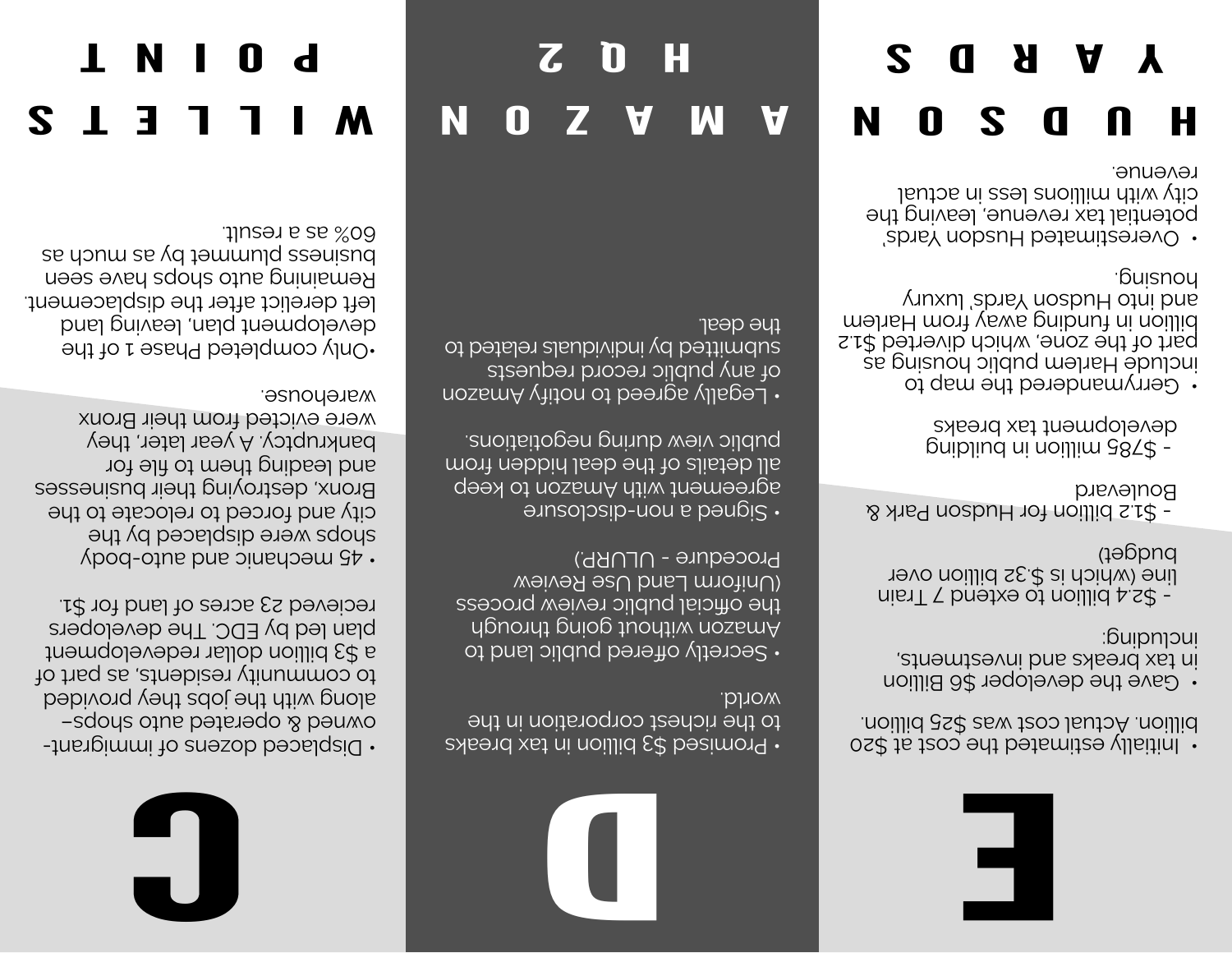# E

- Initially estimated the cost at $20 billion. Actual cost was $25 billion.
- Gave the developer $6 Billion in tax breaks and investments, including:
  - $2.4 billion to extend 7 Train line (which is $.32 billion over budget)
  - $1.2 billion for Hudson Park & Boulevard
  - $785 million in building development tax breaks
- Gerrymandered the map to include Harlem public housing as part of the zone, which diverted $1.2 billion in funding away from Harlem and into Hudson Yards' luxury housing.
- Overestimated Husdon Yards' potential tax revenue, leaving the city with millions less in actual revenue.

## HUDSON YARDS

# D

- Promised $3 billion in tax breaks to the richest corporation in the world.
- Secretly offered public land to Amazon without going through the official public review process (Uniform Land Use Review Procedure - ULURP.)
- Signed a non-disclosure agreement with Amazon to keep all details of the deal hidden from public view during negotiations.
- Legally agreed to notify Amazon of any public record requests submitted by individuals related to the deal.

## AMAZON HQ2

# C

- Displaced dozens of immigrant-owned & operated auto shops– along with the jobs they provided to community residents, as part of a $3 billion dollar redevelopment plan led by EDC. The developers recieved 23 acres of land for $1.
- 45 mechanic and auto-body shops were displaced by the city and forced to relocate to the Bronx, destroying their businesses and leading them to file for bankruptcy. A year later, they were evicted from their Bronx warehouse.
- Only completed Phase 1 of the development plan, leaving land left derelict after the displacement. Remaining auto shops have seen business plummet by as much as 60% as a result.

## WILLETS POINT